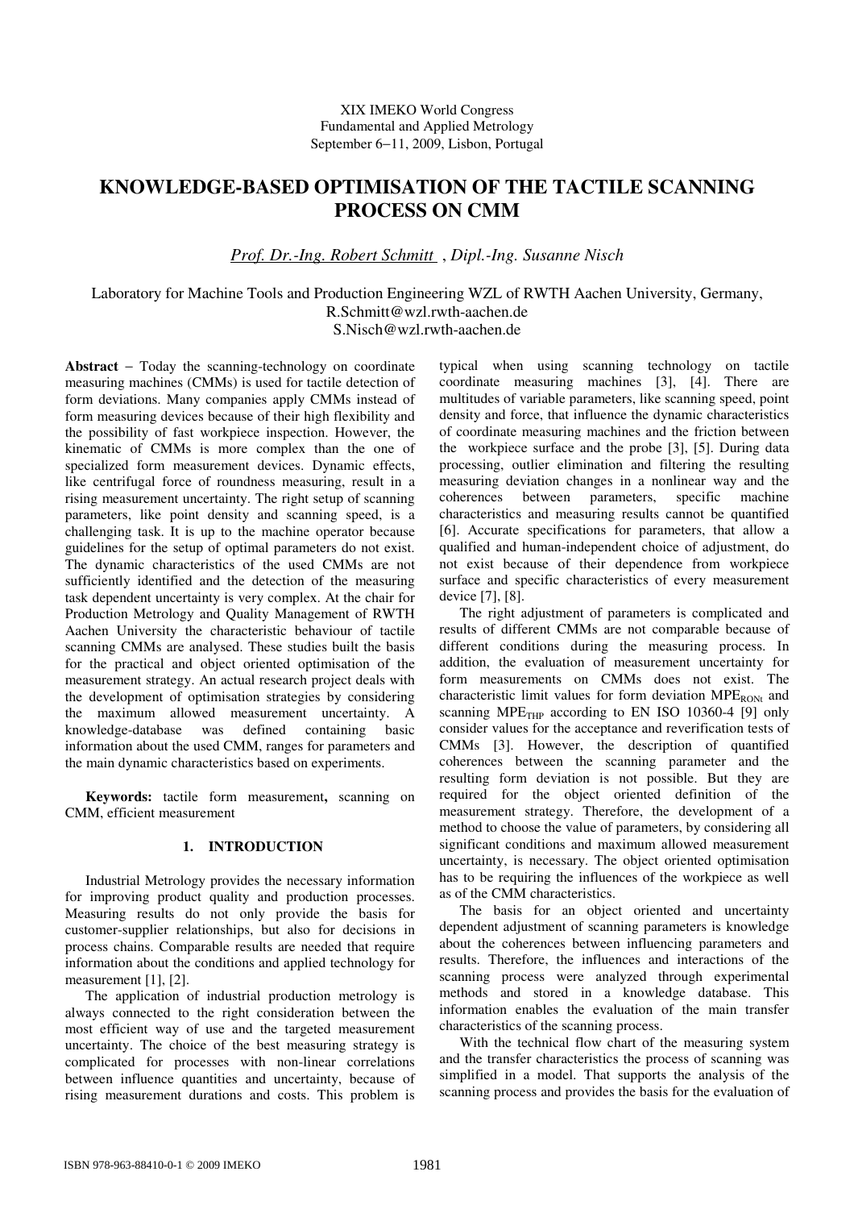XIX IMEKO World Congress
Fundamental and Applied Metrology
September 6−11, 2009, Lisbon, Portugal

# KNOWLEDGE-BASED OPTIMISATION OF THE TACTILE SCANNING PROCESS ON CMM

*Prof. Dr.-Ing. Robert Schmitt* , *Dipl.-Ing. Susanne Nisch*

Laboratory for Machine Tools and Production Engineering WZL of RWTH Aachen University, Germany,
R.Schmitt@wzl.rwth-aachen.de
S.Nisch@wzl.rwth-aachen.de

**Abstract** − Today the scanning-technology on coordinate measuring machines (CMMs) is used for tactile detection of form deviations. Many companies apply CMMs instead of form measuring devices because of their high flexibility and the possibility of fast workpiece inspection. However, the kinematic of CMMs is more complex than the one of specialized form measurement devices. Dynamic effects, like centrifugal force of roundness measuring, result in a rising measurement uncertainty. The right setup of scanning parameters, like point density and scanning speed, is a challenging task. It is up to the machine operator because guidelines for the setup of optimal parameters do not exist. The dynamic characteristics of the used CMMs are not sufficiently identified and the detection of the measuring task dependent uncertainty is very complex. At the chair for Production Metrology and Quality Management of RWTH Aachen University the characteristic behaviour of tactile scanning CMMs are analysed. These studies built the basis for the practical and object oriented optimisation of the measurement strategy. An actual research project deals with the development of optimisation strategies by considering the maximum allowed measurement uncertainty. A knowledge-database was defined containing basic information about the used CMM, ranges for parameters and the main dynamic characteristics based on experiments.

**Keywords:** tactile form measurement**,** scanning on CMM, efficient measurement

## 1. INTRODUCTION

Industrial Metrology provides the necessary information for improving product quality and production processes. Measuring results do not only provide the basis for customer-supplier relationships, but also for decisions in process chains. Comparable results are needed that require information about the conditions and applied technology for measurement [1], [2].

The application of industrial production metrology is always connected to the right consideration between the most efficient way of use and the targeted measurement uncertainty. The choice of the best measuring strategy is complicated for processes with non-linear correlations between influence quantities and uncertainty, because of rising measurement durations and costs. This problem is typical when using scanning technology on tactile coordinate measuring machines [3], [4]. There are multitudes of variable parameters, like scanning speed, point density and force, that influence the dynamic characteristics of coordinate measuring machines and the friction between the workpiece surface and the probe [3], [5]. During data processing, outlier elimination and filtering the resulting measuring deviation changes in a nonlinear way and the coherences between parameters, specific machine characteristics and measuring results cannot be quantified [6]. Accurate specifications for parameters, that allow a qualified and human-independent choice of adjustment, do not exist because of their dependence from workpiece surface and specific characteristics of every measurement device [7], [8].

The right adjustment of parameters is complicated and results of different CMMs are not comparable because of different conditions during the measuring process. In addition, the evaluation of measurement uncertainty for form measurements on CMMs does not exist. The characteristic limit values for form deviation $MPE_{RONt}$ and scanning $MPE_{THP}$ according to EN ISO 10360-4 [9] only consider values for the acceptance and reverification tests of CMMs [3]. However, the description of quantified coherences between the scanning parameter and the resulting form deviation is not possible. But they are required for the object oriented definition of the measurement strategy. Therefore, the development of a method to choose the value of parameters, by considering all significant conditions and maximum allowed measurement uncertainty, is necessary. The object oriented optimisation has to be requiring the influences of the workpiece as well as of the CMM characteristics.

The basis for an object oriented and uncertainty dependent adjustment of scanning parameters is knowledge about the coherences between influencing parameters and results. Therefore, the influences and interactions of the scanning process were analyzed through experimental methods and stored in a knowledge database. This information enables the evaluation of the main transfer characteristics of the scanning process.

With the technical flow chart of the measuring system and the transfer characteristics the process of scanning was simplified in a model. That supports the analysis of the scanning process and provides the basis for the evaluation of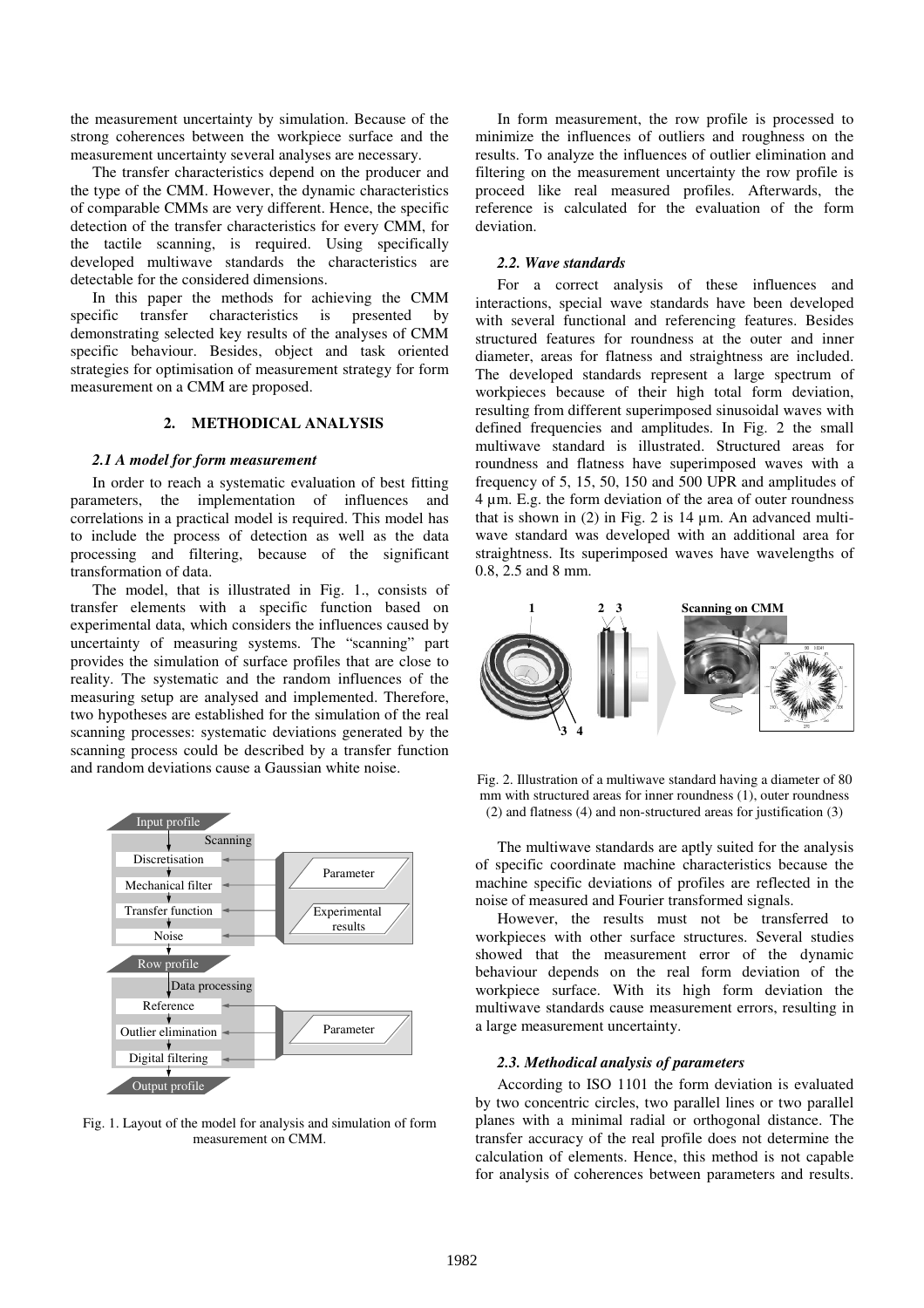the measurement uncertainty by simulation. Because of the strong coherences between the workpiece surface and the measurement uncertainty several analyses are necessary.

The transfer characteristics depend on the producer and the type of the CMM. However, the dynamic characteristics of comparable CMMs are very different. Hence, the specific detection of the transfer characteristics for every CMM, for the tactile scanning, is required. Using specifically developed multiwave standards the characteristics are detectable for the considered dimensions.

In this paper the methods for achieving the CMM specific transfer characteristics is presented by demonstrating selected key results of the analyses of CMM specific behaviour. Besides, object and task oriented strategies for optimisation of measurement strategy for form measurement on a CMM are proposed.

## 2. METHODICAL ANALYSIS

### *2.1 A model for form measurement*

In order to reach a systematic evaluation of best fitting parameters, the implementation of influences and correlations in a practical model is required. This model has to include the process of detection as well as the data processing and filtering, because of the significant transformation of data.

The model, that is illustrated in Fig. 1., consists of transfer elements with a specific function based on experimental data, which considers the influences caused by uncertainty of measuring systems. The "scanning" part provides the simulation of surface profiles that are close to reality. The systematic and the random influences of the measuring setup are analysed and implemented. Therefore, two hypotheses are established for the simulation of the real scanning processes: systematic deviations generated by the scanning process could be described by a transfer function and random deviations cause a Gaussian white noise.

Fig. 1. Layout of the model for analysis and simulation of form measurement on CMM.

In form measurement, the row profile is processed to minimize the influences of outliers and roughness on the results. To analyze the influences of outlier elimination and filtering on the measurement uncertainty the row profile is proceed like real measured profiles. Afterwards, the reference is calculated for the evaluation of the form deviation.

### *2.2. Wave standards*

For a correct analysis of these influences and interactions, special wave standards have been developed with several functional and referencing features. Besides structured features for roundness at the outer and inner diameter, areas for flatness and straightness are included. The developed standards represent a large spectrum of workpieces because of their high total form deviation, resulting from different superimposed sinusoidal waves with defined frequencies and amplitudes. In Fig. 2 the small multiwave standard is illustrated. Structured areas for roundness and flatness have superimposed waves with a frequency of 5, 15, 50, 150 and 500 UPR and amplitudes of 4 µm. E.g. the form deviation of the area of outer roundness that is shown in (2) in Fig. 2 is 14 µm. An advanced multi-wave standard was developed with an additional area for straightness. Its superimposed waves have wavelengths of 0.8, 2.5 and 8 mm.

Fig. 2. Illustration of a multiwave standard having a diameter of 80 mm with structured areas for inner roundness (1), outer roundness (2) and flatness (4) and non-structured areas for justification (3)

The multiwave standards are aptly suited for the analysis of specific coordinate machine characteristics because the machine specific deviations of profiles are reflected in the noise of measured and Fourier transformed signals.

However, the results must not be transferred to workpieces with other surface structures. Several studies showed that the measurement error of the dynamic behaviour depends on the real form deviation of the workpiece surface. With its high form deviation the multiwave standards cause measurement errors, resulting in a large measurement uncertainty.

### *2.3. Methodical analysis of parameters*

According to ISO 1101 the form deviation is evaluated by two concentric circles, two parallel lines or two parallel planes with a minimal radial or orthogonal distance. The transfer accuracy of the real profile does not determine the calculation of elements. Hence, this method is not capable for analysis of coherences between parameters and results.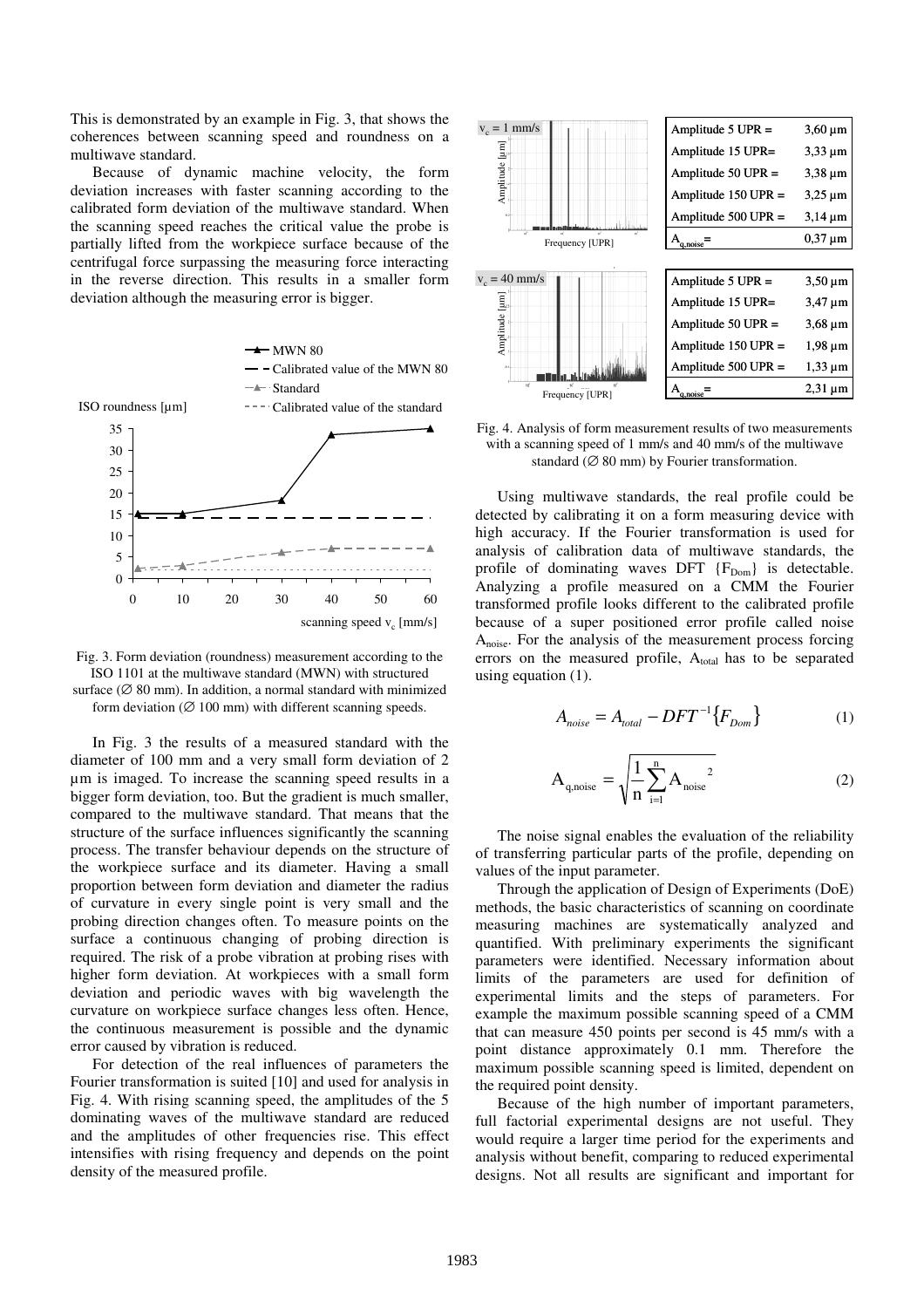This is demonstrated by an example in Fig. 3, that shows the coherences between scanning speed and roundness on a multiwave standard.

Because of dynamic machine velocity, the form deviation increases with faster scanning according to the calibrated form deviation of the multiwave standard. When the scanning speed reaches the critical value the probe is partially lifted from the workpiece surface because of the centrifugal force surpassing the measuring force interacting in the reverse direction. This results in a smaller form deviation although the measuring error is bigger.

Fig. 3. Form deviation (roundness) measurement according to the ISO 1101 at the multiwave standard (MWN) with structured surface (∅ 80 mm). In addition, a normal standard with minimized form deviation (∅ 100 mm) with different scanning speeds.

In Fig. 3 the results of a measured standard with the diameter of 100 mm and a very small form deviation of 2 µm is imaged. To increase the scanning speed results in a bigger form deviation, too. But the gradient is much smaller, compared to the multiwave standard. That means that the structure of the surface influences significantly the scanning process. The transfer behaviour depends on the structure of the workpiece surface and its diameter. Having a small proportion between form deviation and diameter the radius of curvature in every single point is very small and the probing direction changes often. To measure points on the surface a continuous changing of probing direction is required. The risk of a probe vibration at probing rises with higher form deviation. At workpieces with a small form deviation and periodic waves with big wavelength the curvature on workpiece surface changes less often. Hence, the continuous measurement is possible and the dynamic error caused by vibration is reduced.

For detection of the real influences of parameters the Fourier transformation is suited [10] and used for analysis in Fig. 4. With rising scanning speed, the amplitudes of the 5 dominating waves of the multiwave standard are reduced and the amplitudes of other frequencies rise. This effect intensifies with rising frequency and depends on the point density of the measured profile.

| $v_c = 1$ mm/s | |
|---|---|
| Amplitude 5 UPR = | 3,60 µm |
| Amplitude 15 UPR= | 3,33 µm |
| Amplitude 50 UPR = | 3,38 µm |
| Amplitude 150 UPR = | 3,25 µm |
| Amplitude 500 UPR = | 3,14 µm |
| $A_{q,noise}$ = | 0,37 µm |

| $v_c = 40$ mm/s | |
|---|---|
| Amplitude 5 UPR = | 3,50 µm |
| Amplitude 15 UPR= | 3,47 µm |
| Amplitude 50 UPR = | 3,68 µm |
| Amplitude 150 UPR = | 1,98 µm |
| Amplitude 500 UPR = | 1,33 µm |
| $A_{q,noise}$ = | 2,31 µm |

Fig. 4. Analysis of form measurement results of two measurements with a scanning speed of 1 mm/s and 40 mm/s of the multiwave standard (∅ 80 mm) by Fourier transformation.

Using multiwave standards, the real profile could be detected by calibrating it on a form measuring device with high accuracy. If the Fourier transformation is used for analysis of calibration data of multiwave standards, the profile of dominating waves DFT $\{F_{Dom}\}$ is detectable. Analyzing a profile measured on a CMM the Fourier transformed profile looks different to the calibrated profile because of a super positioned error profile called noise $A_{noise}$. For the analysis of the measurement process forcing errors on the measured profile, $A_{total}$ has to be separated using equation (1).

$$A_{noise} = A_{total} - DFT^{-1}\{F_{Dom}\} \tag{1}$$

$$A_{q,noise} = \sqrt{\frac{1}{n}\sum_{i=1}^{n} A_{noise}^{\ 2}} \tag{2}$$

The noise signal enables the evaluation of the reliability of transferring particular parts of the profile, depending on values of the input parameter.

Through the application of Design of Experiments (DoE) methods, the basic characteristics of scanning on coordinate measuring machines are systematically analyzed and quantified. With preliminary experiments the significant parameters were identified. Necessary information about limits of the parameters are used for definition of experimental limits and the steps of parameters. For example the maximum possible scanning speed of a CMM that can measure 450 points per second is 45 mm/s with a point distance approximately 0.1 mm. Therefore the maximum possible scanning speed is limited, dependent on the required point density.

Because of the high number of important parameters, full factorial experimental designs are not useful. They would require a larger time period for the experiments and analysis without benefit, comparing to reduced experimental designs. Not all results are significant and important for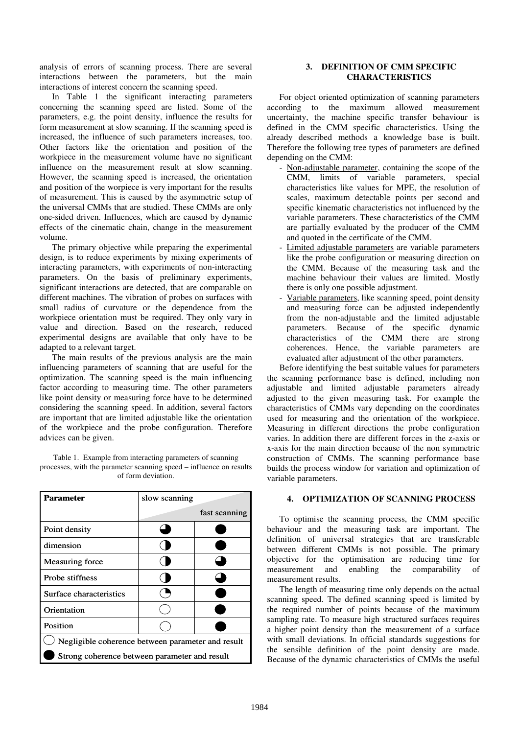analysis of errors of scanning process. There are several interactions between the parameters, but the main interactions of interest concern the scanning speed.

In Table 1 the significant interacting parameters concerning the scanning speed are listed. Some of the parameters, e.g. the point density, influence the results for form measurement at slow scanning. If the scanning speed is increased, the influence of such parameters increases, too. Other factors like the orientation and position of the workpiece in the measurement volume have no significant influence on the measurement result at slow scanning. However, the scanning speed is increased, the orientation and position of the worpiece is very important for the results of measurement. This is caused by the asymmetric setup of the universal CMMs that are studied. These CMMs are only one-sided driven. Influences, which are caused by dynamic effects of the cinematic chain, change in the measurement volume.

The primary objective while preparing the experimental design, is to reduce experiments by mixing experiments of interacting parameters, with experiments of non-interacting parameters. On the basis of preliminary experiments, significant interactions are detected, that are comparable on different machines. The vibration of probes on surfaces with small radius of curvature or the dependence from the workpiece orientation must be required. They only vary in value and direction. Based on the research, reduced experimental designs are available that only have to be adapted to a relevant target.

The main results of the previous analysis are the main influencing parameters of scanning that are useful for the optimization. The scanning speed is the main influencing factor according to measuring time. The other parameters like point density or measuring force have to be determined considering the scanning speed. In addition, several factors are important that are limited adjustable like the orientation of the workpiece and the probe configuration. Therefore advices can be given.

Table 1. Example from interacting parameters of scanning processes, with the parameter scanning speed – influence on results of form deviation.

| Parameter | slow scanning | fast scanning |
|---|---|---|
| Point density | ◕ | ● |
| dimension | ◑ | ● |
| Measuring force | ◑ | ◕ |
| Probe stiffness | ◑ | ◕ |
| Surface characteristics | ◔ | ● |
| Orientation | ○ | ● |
| Position | ○ | ● |
| ○ Negligible coherence between parameter and result | | |
| ● Strong coherence between parameter and result | | |

## 3. DEFINITION OF CMM SPECIFIC CHARACTERISTICS

For object oriented optimization of scanning parameters according to the maximum allowed measurement uncertainty, the machine specific transfer behaviour is defined in the CMM specific characteristics. Using the already described methods a knowledge base is built. Therefore the following tree types of parameters are defined depending on the CMM:

- Non-adjustable parameter, containing the scope of the CMM, limits of variable parameters, special characteristics like values for MPE, the resolution of scales, maximum detectable points per second and specific kinematic characteristics not influenced by the variable parameters. These characteristics of the CMM are partially evaluated by the producer of the CMM and quoted in the certificate of the CMM.
- Limited adjustable parameters are variable parameters like the probe configuration or measuring direction on the CMM. Because of the measuring task and the machine behaviour their values are limited. Mostly there is only one possible adjustment.
- Variable parameters, like scanning speed, point density and measuring force can be adjusted independently from the non-adjustable and the limited adjustable parameters. Because of the specific dynamic characteristics of the CMM there are strong coherences. Hence, the variable parameters are evaluated after adjustment of the other parameters.

Before identifying the best suitable values for parameters the scanning performance base is defined, including non adjustable and limited adjustable parameters already adjusted to the given measuring task. For example the characteristics of CMMs vary depending on the coordinates used for measuring and the orientation of the workpiece. Measuring in different directions the probe configuration varies. In addition there are different forces in the z-axis or x-axis for the main direction because of the non symmetric construction of CMMs. The scanning performance base builds the process window for variation and optimization of variable parameters.

## 4. OPTIMIZATION OF SCANNING PROCESS

To optimise the scanning process, the CMM specific behaviour and the measuring task are important. The definition of universal strategies that are transferable between different CMMs is not possible. The primary objective for the optimisation are reducing time for measurement and enabling the comparability of measurement results.

The length of measuring time only depends on the actual scanning speed. The defined scanning speed is limited by the required number of points because of the maximum sampling rate. To measure high structured surfaces requires a higher point density than the measurement of a surface with small deviations. In official standards suggestions for the sensible definition of the point density are made. Because of the dynamic characteristics of CMMs the useful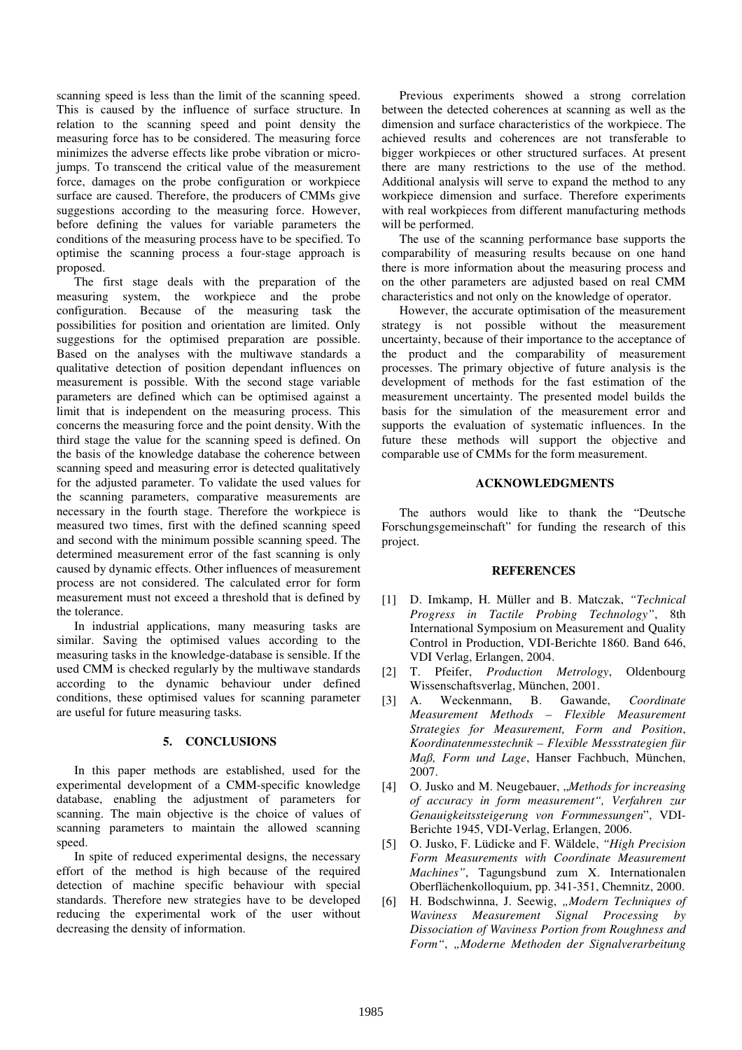scanning speed is less than the limit of the scanning speed. This is caused by the influence of surface structure. In relation to the scanning speed and point density the measuring force has to be considered. The measuring force minimizes the adverse effects like probe vibration or micro-jumps. To transcend the critical value of the measurement force, damages on the probe configuration or workpiece surface are caused. Therefore, the producers of CMMs give suggestions according to the measuring force. However, before defining the values for variable parameters the conditions of the measuring process have to be specified. To optimise the scanning process a four-stage approach is proposed.

The first stage deals with the preparation of the measuring system, the workpiece and the probe configuration. Because of the measuring task the possibilities for position and orientation are limited. Only suggestions for the optimised preparation are possible. Based on the analyses with the multiwave standards a qualitative detection of position dependant influences on measurement is possible. With the second stage variable parameters are defined which can be optimised against a limit that is independent on the measuring process. This concerns the measuring force and the point density. With the third stage the value for the scanning speed is defined. On the basis of the knowledge database the coherence between scanning speed and measuring error is detected qualitatively for the adjusted parameter. To validate the used values for the scanning parameters, comparative measurements are necessary in the fourth stage. Therefore the workpiece is measured two times, first with the defined scanning speed and second with the minimum possible scanning speed. The determined measurement error of the fast scanning is only caused by dynamic effects. Other influences of measurement process are not considered. The calculated error for form measurement must not exceed a threshold that is defined by the tolerance.

In industrial applications, many measuring tasks are similar. Saving the optimised values according to the measuring tasks in the knowledge-database is sensible. If the used CMM is checked regularly by the multiwave standards according to the dynamic behaviour under defined conditions, these optimised values for scanning parameter are useful for future measuring tasks.

## 5. CONCLUSIONS

In this paper methods are established, used for the experimental development of a CMM-specific knowledge database, enabling the adjustment of parameters for scanning. The main objective is the choice of values of scanning parameters to maintain the allowed scanning speed.

In spite of reduced experimental designs, the necessary effort of the method is high because of the required detection of machine specific behaviour with special standards. Therefore new strategies have to be developed reducing the experimental work of the user without decreasing the density of information.

Previous experiments showed a strong correlation between the detected coherences at scanning as well as the dimension and surface characteristics of the workpiece. The achieved results and coherences are not transferable to bigger workpieces or other structured surfaces. At present there are many restrictions to the use of the method. Additional analysis will serve to expand the method to any workpiece dimension and surface. Therefore experiments with real workpieces from different manufacturing methods will be performed.

The use of the scanning performance base supports the comparability of measuring results because on one hand there is more information about the measuring process and on the other parameters are adjusted based on real CMM characteristics and not only on the knowledge of operator.

However, the accurate optimisation of the measurement strategy is not possible without the measurement uncertainty, because of their importance to the acceptance of the product and the comparability of measurement processes. The primary objective of future analysis is the development of methods for the fast estimation of the measurement uncertainty. The presented model builds the basis for the simulation of the measurement error and supports the evaluation of systematic influences. In the future these methods will support the objective and comparable use of CMMs for the form measurement.

## ACKNOWLEDGMENTS

The authors would like to thank the "Deutsche Forschungsgemeinschaft" for funding the research of this project.

## REFERENCES

[1] D. Imkamp, H. Müller and B. Matczak, *"Technical Progress in Tactile Probing Technology"*, 8th International Symposium on Measurement and Quality Control in Production, VDI-Berichte 1860. Band 646, VDI Verlag, Erlangen, 2004.

[2] T. Pfeifer, *Production Metrology*, Oldenbourg Wissenschaftsverlag, München, 2001.

[3] A. Weckenmann, B. Gawande, *Coordinate Measurement Methods – Flexible Measurement Strategies for Measurement, Form and Position*, *Koordinatenmesstechnik – Flexible Messstrategien für Maß, Form und Lage*, Hanser Fachbuch, München, 2007.

[4] O. Jusko and M. Neugebauer, *„Methods for increasing of accuracy in form measurement", Verfahren zur Genauigkeitssteigerung von Formmessungen*", VDI-Berichte 1945, VDI-Verlag, Erlangen, 2006.

[5] O. Jusko, F. Lüdicke and F. Wäldele, *"High Precision Form Measurements with Coordinate Measurement Machines"*, Tagungsbund zum X. Internationalen Oberflächenkolloquium, pp. 341-351, Chemnitz, 2000.

[6] H. Bodschwinna, J. Seewig, *„Modern Techniques of Waviness Measurement Signal Processing by Dissociation of Waviness Portion from Roughness and Form"*, *„Moderne Methoden der Signalverarbeitung*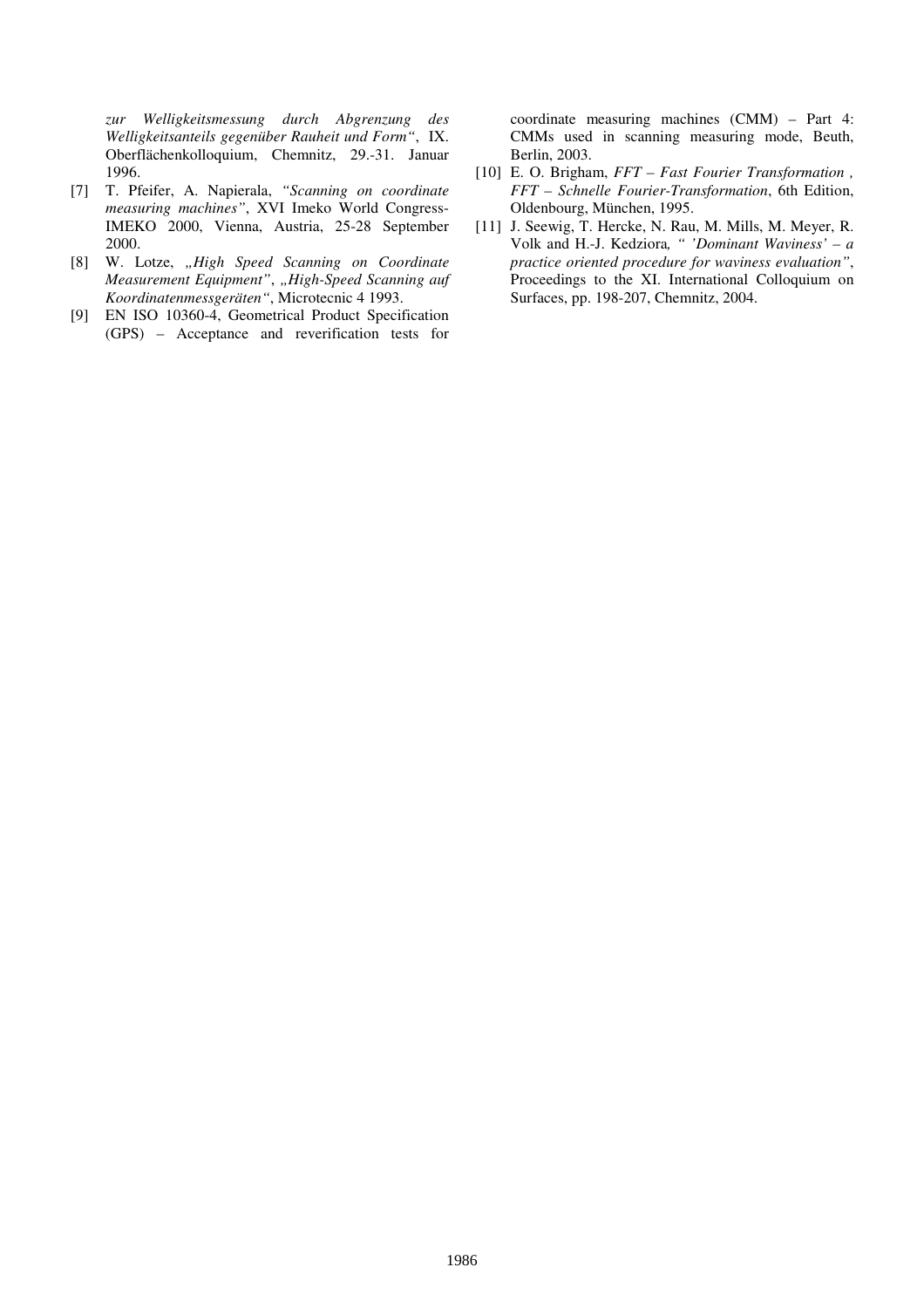*zur Welligkeitsmessung durch Abgrenzung des Welligkeitsanteils gegenüber Rauheit und Form"*, IX. Oberflächenkolloquium, Chemnitz, 29.-31. Januar 1996.

[7] T. Pfeifer, A. Napierala, *"Scanning on coordinate measuring machines"*, XVI Imeko World Congress-IMEKO 2000, Vienna, Austria, 25-28 September 2000.

[8] W. Lotze, *„High Speed Scanning on Coordinate Measurement Equipment"*, *„High-Speed Scanning auf Koordinatenmessgeräten"*, Microtecnic 4 1993.

[9] EN ISO 10360-4, Geometrical Product Specification (GPS) – Acceptance and reverification tests for coordinate measuring machines (CMM) – Part 4: CMMs used in scanning measuring mode, Beuth, Berlin, 2003.

[10] E. O. Brigham, *FFT – Fast Fourier Transformation , FFT – Schnelle Fourier-Transformation*, 6th Edition, Oldenbourg, München, 1995.

[11] J. Seewig, T. Hercke, N. Rau, M. Mills, M. Meyer, R. Volk and H.-J. Kedziora*, " 'Dominant Waviness' – a practice oriented procedure for waviness evaluation"*, Proceedings to the XI. International Colloquium on Surfaces, pp. 198-207, Chemnitz, 2004.